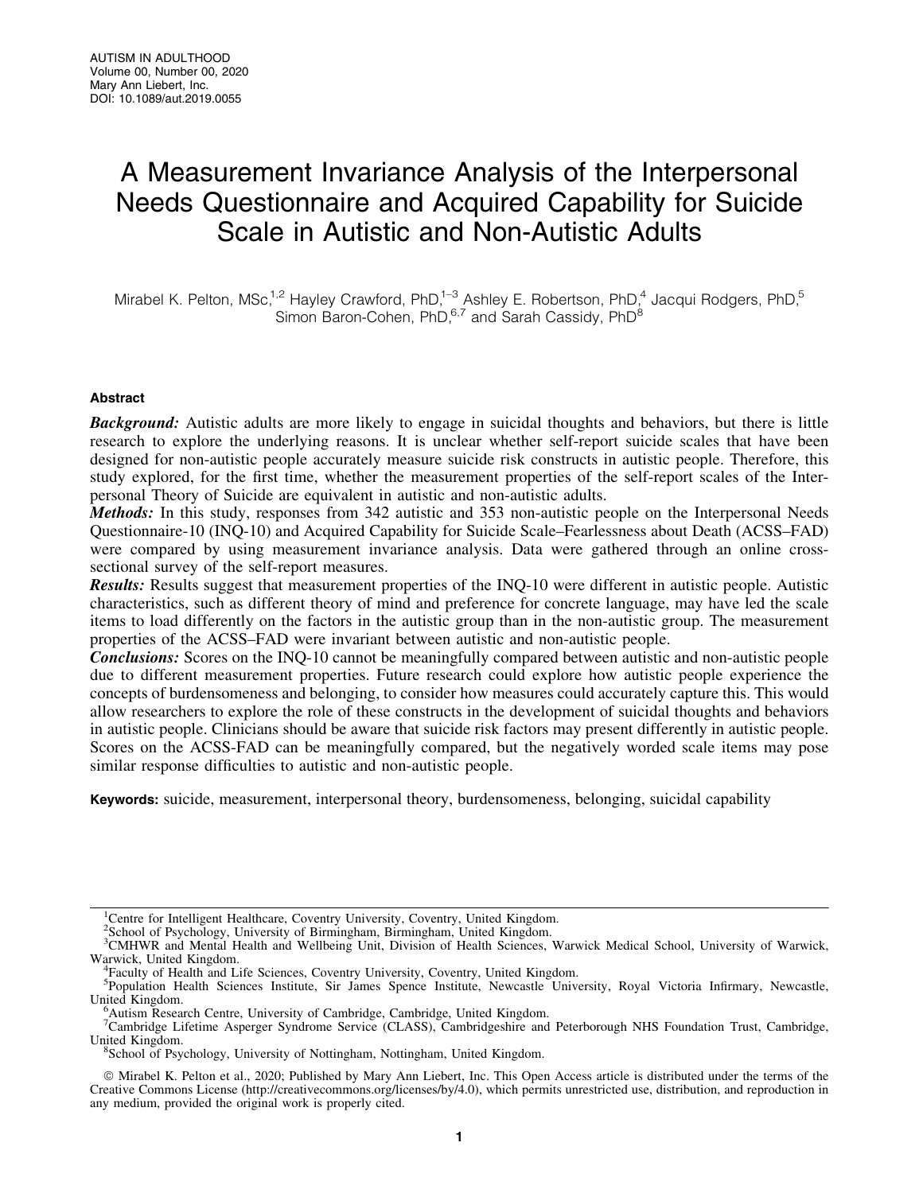AUTISM IN ADULTHOOD
Volume 00, Number 00, 2020
Mary Ann Liebert, Inc.
DOI: 10.1089/aut.2019.0055

# A Measurement Invariance Analysis of the Interpersonal Needs Questionnaire and Acquired Capability for Suicide Scale in Autistic and Non-Autistic Adults

Mirabel K. Pelton, MSc,[1,2] Hayley Crawford, PhD,[1–3] Ashley E. Robertson, PhD,[4] Jacqui Rodgers, PhD,[5] Simon Baron-Cohen, PhD,[6,7] and Sarah Cassidy, PhD[8]

## Abstract

***Background:*** Autistic adults are more likely to engage in suicidal thoughts and behaviors, but there is little research to explore the underlying reasons. It is unclear whether self-report suicide scales that have been designed for non-autistic people accurately measure suicide risk constructs in autistic people. Therefore, this study explored, for the first time, whether the measurement properties of the self-report scales of the Interpersonal Theory of Suicide are equivalent in autistic and non-autistic adults.

***Methods:*** In this study, responses from 342 autistic and 353 non-autistic people on the Interpersonal Needs Questionnaire-10 (INQ-10) and Acquired Capability for Suicide Scale–Fearlessness about Death (ACSS–FAD) were compared by using measurement invariance analysis. Data were gathered through an online cross-sectional survey of the self-report measures.

***Results:*** Results suggest that measurement properties of the INQ-10 were different in autistic people. Autistic characteristics, such as different theory of mind and preference for concrete language, may have led the scale items to load differently on the factors in the autistic group than in the non-autistic group. The measurement properties of the ACSS–FAD were invariant between autistic and non-autistic people.

***Conclusions:*** Scores on the INQ-10 cannot be meaningfully compared between autistic and non-autistic people due to different measurement properties. Future research could explore how autistic people experience the concepts of burdensomeness and belonging, to consider how measures could accurately capture this. This would allow researchers to explore the role of these constructs in the development of suicidal thoughts and behaviors in autistic people. Clinicians should be aware that suicide risk factors may present differently in autistic people. Scores on the ACSS-FAD can be meaningfully compared, but the negatively worded scale items may pose similar response difficulties to autistic and non-autistic people.

**Keywords:** suicide, measurement, interpersonal theory, burdensomeness, belonging, suicidal capability

---

[1]Centre for Intelligent Healthcare, Coventry University, Coventry, United Kingdom.
[2]School of Psychology, University of Birmingham, Birmingham, United Kingdom.
[3]CMHWR and Mental Health and Wellbeing Unit, Division of Health Sciences, Warwick Medical School, University of Warwick, Warwick, United Kingdom.
[4]Faculty of Health and Life Sciences, Coventry University, Coventry, United Kingdom.
[5]Population Health Sciences Institute, Sir James Spence Institute, Newcastle University, Royal Victoria Infirmary, Newcastle, United Kingdom.
[6]Autism Research Centre, University of Cambridge, Cambridge, United Kingdom.
[7]Cambridge Lifetime Asperger Syndrome Service (CLASS), Cambridgeshire and Peterborough NHS Foundation Trust, Cambridge, United Kingdom.
[8]School of Psychology, University of Nottingham, Nottingham, United Kingdom.

© Mirabel K. Pelton et al., 2020; Published by Mary Ann Liebert, Inc. This Open Access article is distributed under the terms of the Creative Commons License (http://creativecommons.org/licenses/by/4.0), which permits unrestricted use, distribution, and reproduction in any medium, provided the original work is properly cited.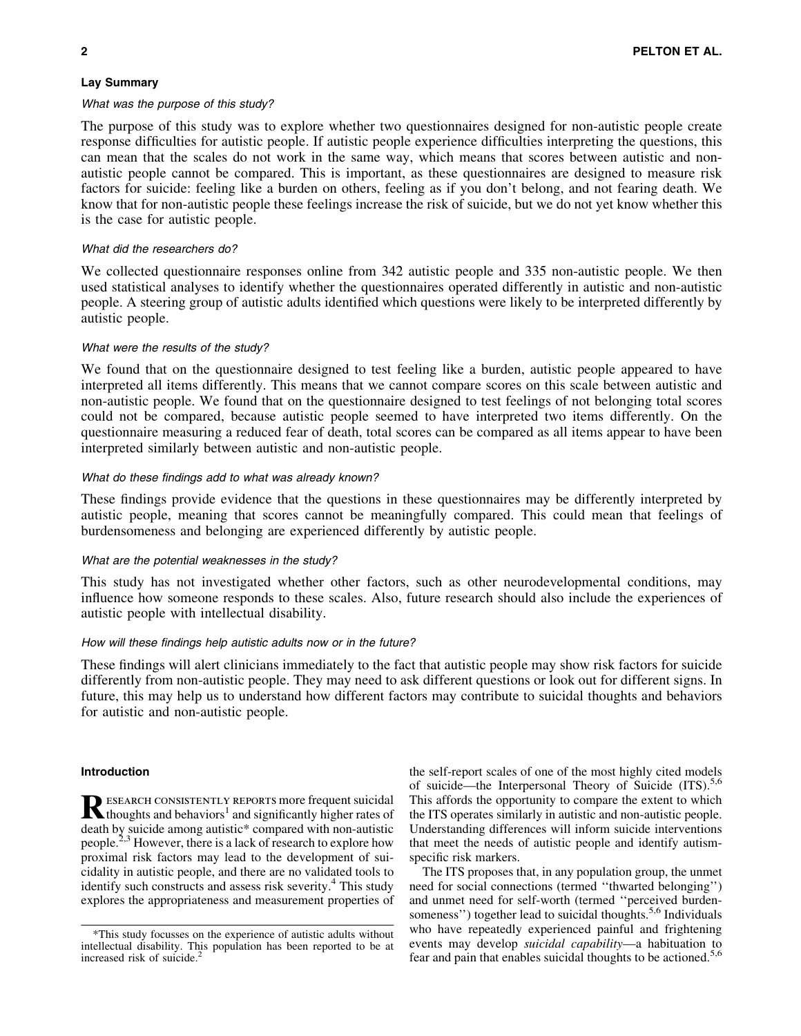### Lay Summary

*What was the purpose of this study?*

The purpose of this study was to explore whether two questionnaires designed for non-autistic people create response difficulties for autistic people. If autistic people experience difficulties interpreting the questions, this can mean that the scales do not work in the same way, which means that scores between autistic and non-autistic people cannot be compared. This is important, as these questionnaires are designed to measure risk factors for suicide: feeling like a burden on others, feeling as if you don't belong, and not fearing death. We know that for non-autistic people these feelings increase the risk of suicide, but we do not yet know whether this is the case for autistic people.

*What did the researchers do?*

We collected questionnaire responses online from 342 autistic people and 335 non-autistic people. We then used statistical analyses to identify whether the questionnaires operated differently in autistic and non-autistic people. A steering group of autistic adults identified which questions were likely to be interpreted differently by autistic people.

*What were the results of the study?*

We found that on the questionnaire designed to test feeling like a burden, autistic people appeared to have interpreted all items differently. This means that we cannot compare scores on this scale between autistic and non-autistic people. We found that on the questionnaire designed to test feelings of not belonging total scores could not be compared, because autistic people seemed to have interpreted two items differently. On the questionnaire measuring a reduced fear of death, total scores can be compared as all items appear to have been interpreted similarly between autistic and non-autistic people.

*What do these findings add to what was already known?*

These findings provide evidence that the questions in these questionnaires may be differently interpreted by autistic people, meaning that scores cannot be meaningfully compared. This could mean that feelings of burdensomeness and belonging are experienced differently by autistic people.

*What are the potential weaknesses in the study?*

This study has not investigated whether other factors, such as other neurodevelopmental conditions, may influence how someone responds to these scales. Also, future research should also include the experiences of autistic people with intellectual disability.

*How will these findings help autistic adults now or in the future?*

These findings will alert clinicians immediately to the fact that autistic people may show risk factors for suicide differently from non-autistic people. They may need to ask different questions or look out for different signs. In future, this may help us to understand how different factors may contribute to suicidal thoughts and behaviors for autistic and non-autistic people.

### Introduction

Research consistently reports more frequent suicidal thoughts and behaviors[1] and significantly higher rates of death by suicide among autistic* compared with non-autistic people.[2,3] However, there is a lack of research to explore how proximal risk factors may lead to the development of suicidality in autistic people, and there are no validated tools to identify such constructs and assess risk severity.[4] This study explores the appropriateness and measurement properties of the self-report scales of one of the most highly cited models of suicide—the Interpersonal Theory of Suicide (ITS).[5,6] This affords the opportunity to compare the extent to which the ITS operates similarly in autistic and non-autistic people. Understanding differences will inform suicide interventions that meet the needs of autistic people and identify autism-specific risk markers.

The ITS proposes that, in any population group, the unmet need for social connections (termed "thwarted belonging") and unmet need for self-worth (termed "perceived burdensomeness") together lead to suicidal thoughts.[5,6] Individuals who have repeatedly experienced painful and frightening events may develop *suicidal capability*—a habituation to fear and pain that enables suicidal thoughts to be actioned.[5,6]

*This study focusses on the experience of autistic adults without intellectual disability. This population has been reported to be at increased risk of suicide.[2]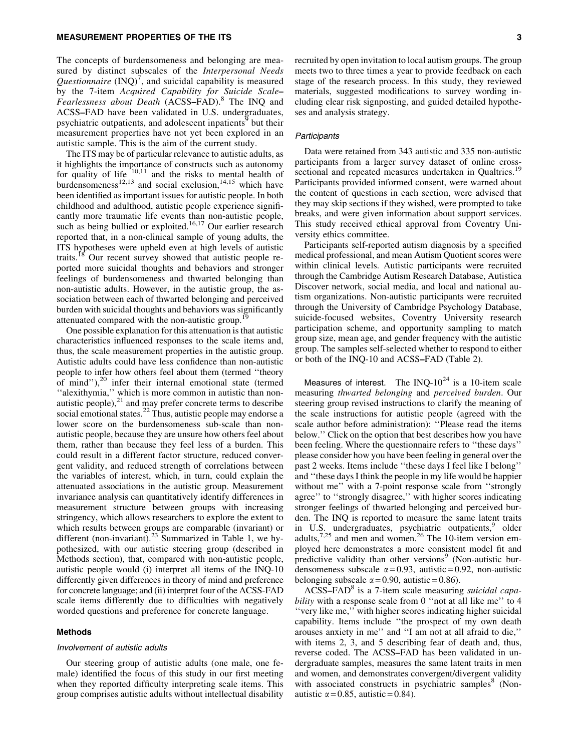The concepts of burdensomeness and belonging are measured by distinct subscales of the *Interpersonal Needs Questionnaire* (INQ)[7], and suicidal capability is measured by the 7-item *Acquired Capability for Suicide Scale–Fearlessness about Death* (ACSS–FAD).[8] The INQ and ACSS–FAD have been validated in U.S. undergraduates, psychiatric outpatients, and adolescent inpatients[9] but their measurement properties have not yet been explored in an autistic sample. This is the aim of the current study.

The ITS may be of particular relevance to autistic adults, as it highlights the importance of constructs such as autonomy for quality of life [10,11] and the risks to mental health of burdensomeness[12,13] and social exclusion,[14,15] which have been identified as important issues for autistic people. In both childhood and adulthood, autistic people experience significantly more traumatic life events than non-autistic people, such as being bullied or exploited.[16,17] Our earlier research reported that, in a non-clinical sample of young adults, the ITS hypotheses were upheld even at high levels of autistic traits.[18] Our recent survey showed that autistic people reported more suicidal thoughts and behaviors and stronger feelings of burdensomeness and thwarted belonging than non-autistic adults. However, in the autistic group, the association between each of thwarted belonging and perceived burden with suicidal thoughts and behaviors was significantly attenuated compared with the non-autistic group.[19]

One possible explanation for this attenuation is that autistic characteristics influenced responses to the scale items and, thus, the scale measurement properties in the autistic group. Autistic adults could have less confidence than non-autistic people to infer how others feel about them (termed ''theory of mind''),[20] infer their internal emotional state (termed ''alexithymia,'' which is more common in autistic than non-autistic people),[21] and may prefer concrete terms to describe social emotional states.[22] Thus, autistic people may endorse a lower score on the burdensomeness sub-scale than non-autistic people, because they are unsure how others feel about them, rather than because they feel less of a burden. This could result in a different factor structure, reduced convergent validity, and reduced strength of correlations between the variables of interest, which, in turn, could explain the attenuated associations in the autistic group. Measurement invariance analysis can quantitatively identify differences in measurement structure between groups with increasing stringency, which allows researchers to explore the extent to which results between groups are comparable (invariant) or different (non-invariant).[23] Summarized in Table 1, we hypothesized, with our autistic steering group (described in Methods section), that, compared with non-autistic people, autistic people would (i) interpret all items of the INQ-10 differently given differences in theory of mind and preference for concrete language; and (ii) interpret four of the ACSS-FAD scale items differently due to difficulties with negatively worded questions and preference for concrete language.

## Methods

### *Involvement of autistic adults*

Our steering group of autistic adults (one male, one female) identified the focus of this study in our first meeting when they reported difficulty interpreting scale items. This group comprises autistic adults without intellectual disability recruited by open invitation to local autism groups. The group meets two to three times a year to provide feedback on each stage of the research process. In this study, they reviewed materials, suggested modifications to survey wording including clear risk signposting, and guided detailed hypotheses and analysis strategy.

### *Participants*

Data were retained from 343 autistic and 335 non-autistic participants from a larger survey dataset of online cross-sectional and repeated measures undertaken in Qualtrics.[19] Participants provided informed consent, were warned about the content of questions in each section, were advised that they may skip sections if they wished, were prompted to take breaks, and were given information about support services. This study received ethical approval from Coventry University ethics committee.

Participants self-reported autism diagnosis by a specified medical professional, and mean Autism Quotient scores were within clinical levels. Autistic participants were recruited through the Cambridge Autism Research Database, Autistica Discover network, social media, and local and national autism organizations. Non-autistic participants were recruited through the University of Cambridge Psychology Database, suicide-focused websites, Coventry University research participation scheme, and opportunity sampling to match group size, mean age, and gender frequency with the autistic group. The samples self-selected whether to respond to either or both of the INQ-10 and ACSS–FAD (Table 2).

**Measures of interest.** The INQ-10[24] is a 10-item scale measuring *thwarted belonging* and *perceived burden*. Our steering group revised instructions to clarify the meaning of the scale instructions for autistic people (agreed with the scale author before administration): ''Please read the items below.'' Click on the option that best describes how you have been feeling. Where the questionnaire refers to ''these days'' please consider how you have been feeling in general over the past 2 weeks. Items include ''these days I feel like I belong'' and ''these days I think the people in my life would be happier without me'' with a 7-point response scale from ''strongly agree'' to ''strongly disagree,'' with higher scores indicating stronger feelings of thwarted belonging and perceived burden. The INQ is reported to measure the same latent traits in U.S. undergraduates, psychiatric outpatients,[9] older adults,[7,25] and men and women.[26] The 10-item version employed here demonstrates a more consistent model fit and predictive validity than other versions[9] (Non-autistic burdensomeness subscale $\alpha = 0.93$, autistic $= 0.92$, non-autistic belonging subscale $\alpha = 0.90$, autistic $= 0.86$).

ACSS–FAD[8] is a 7-item scale measuring *suicidal capability* with a response scale from 0 ''not at all like me'' to 4 ''very like me,'' with higher scores indicating higher suicidal capability. Items include ''the prospect of my own death arouses anxiety in me'' and ''I am not at all afraid to die,'' with items 2, 3, and 5 describing fear of death and, thus, reverse coded. The ACSS–FAD has been validated in undergraduate samples, measures the same latent traits in men and women, and demonstrates convergent/divergent validity with associated constructs in psychiatric samples[8] (Non-autistic $\alpha = 0.85$, autistic $= 0.84$).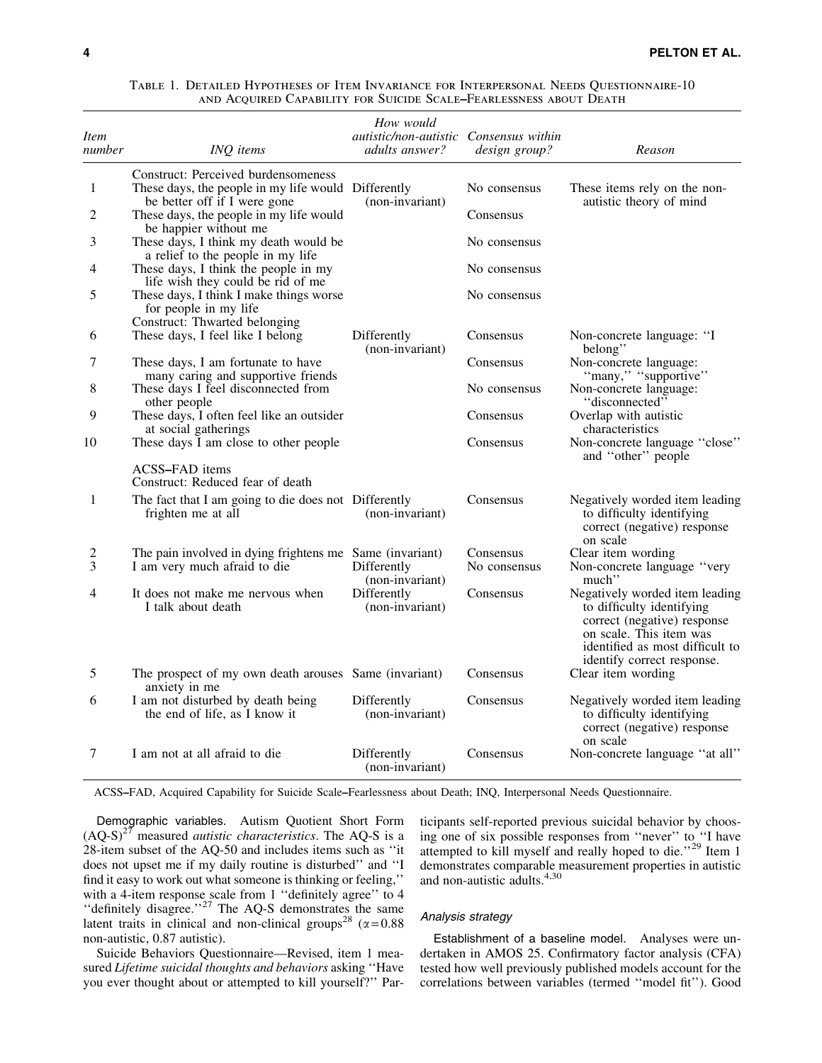Table 1. Detailed Hypotheses of Item Invariance for Interpersonal Needs Questionnaire-10 and Acquired Capability for Suicide Scale–Fearlessness about Death

| *Item number* | *INQ items* | *How would autistic/non-autistic adults answer?* | *Consensus within design group?* | *Reason* |
|---|---|---|---|---|
| | Construct: Perceived burdensomeness | | | |
| 1 | These days, the people in my life would be better off if I were gone | Differently (non-invariant) | No consensus | These items rely on the non-autistic theory of mind |
| 2 | These days, the people in my life would be happier without me | | Consensus | |
| 3 | These days, I think my death would be a relief to the people in my life | | No consensus | |
| 4 | These days, I think the people in my life wish they could be rid of me | | No consensus | |
| 5 | These days, I think I make things worse for people in my life | | No consensus | |
| | Construct: Thwarted belonging | | | |
| 6 | These days, I feel like I belong | Differently (non-invariant) | Consensus | Non-concrete language: ''I belong'' |
| 7 | These days, I am fortunate to have many caring and supportive friends | | Consensus | Non-concrete language: ''many,'' ''supportive'' |
| 8 | These days I feel disconnected from other people | | No consensus | Non-concrete language: ''disconnected'' |
| 9 | These days, I often feel like an outsider at social gatherings | | Consensus | Overlap with autistic characteristics |
| 10 | These days I am close to other people | | Consensus | Non-concrete language ''close'' and ''other'' people |
| | ACSS–FAD items | | | |
| | Construct: Reduced fear of death | | | |
| 1 | The fact that I am going to die does not frighten me at all | Differently (non-invariant) | Consensus | Negatively worded item leading to difficulty identifying correct (negative) response on scale |
| 2 | The pain involved in dying frightens me | Same (invariant) | Consensus | Clear item wording |
| 3 | I am very much afraid to die | Differently (non-invariant) | No consensus | Non-concrete language ''very much'' |
| 4 | It does not make me nervous when I talk about death | Differently (non-invariant) | Consensus | Negatively worded item leading to difficulty identifying correct (negative) response on scale. This item was identified as most difficult to identify correct response. |
| 5 | The prospect of my own death arouses anxiety in me | Same (invariant) | Consensus | Clear item wording |
| 6 | I am not disturbed by death being the end of life, as I know it | Differently (non-invariant) | Consensus | Negatively worded item leading to difficulty identifying correct (negative) response on scale |
| 7 | I am not at all afraid to die | Differently (non-invariant) | Consensus | Non-concrete language ''at all'' |

ACSS–FAD, Acquired Capability for Suicide Scale–Fearlessness about Death; INQ, Interpersonal Needs Questionnaire.

Demographic variables. Autism Quotient Short Form (AQ-S)[27] measured *autistic characteristics*. The AQ-S is a 28-item subset of the AQ-50 and includes items such as ''it does not upset me if my daily routine is disturbed'' and ''I find it easy to work out what someone is thinking or feeling,'' with a 4-item response scale from 1 ''definitely agree'' to 4 ''definitely disagree.''[27] The AQ-S demonstrates the same latent traits in clinical and non-clinical groups[28] ($\alpha = 0.88$ non-autistic, 0.87 autistic).

Suicide Behaviors Questionnaire—Revised, item 1 measured *Lifetime suicidal thoughts and behaviors* asking ''Have you ever thought about or attempted to kill yourself?'' Participants self-reported previous suicidal behavior by choosing one of six possible responses from ''never'' to ''I have attempted to kill myself and really hoped to die.''[29] Item 1 demonstrates comparable measurement properties in autistic and non-autistic adults.[4,30]

### *Analysis strategy*

Establishment of a baseline model. Analyses were undertaken in AMOS 25. Confirmatory factor analysis (CFA) tested how well previously published models account for the correlations between variables (termed ''model fit''). Good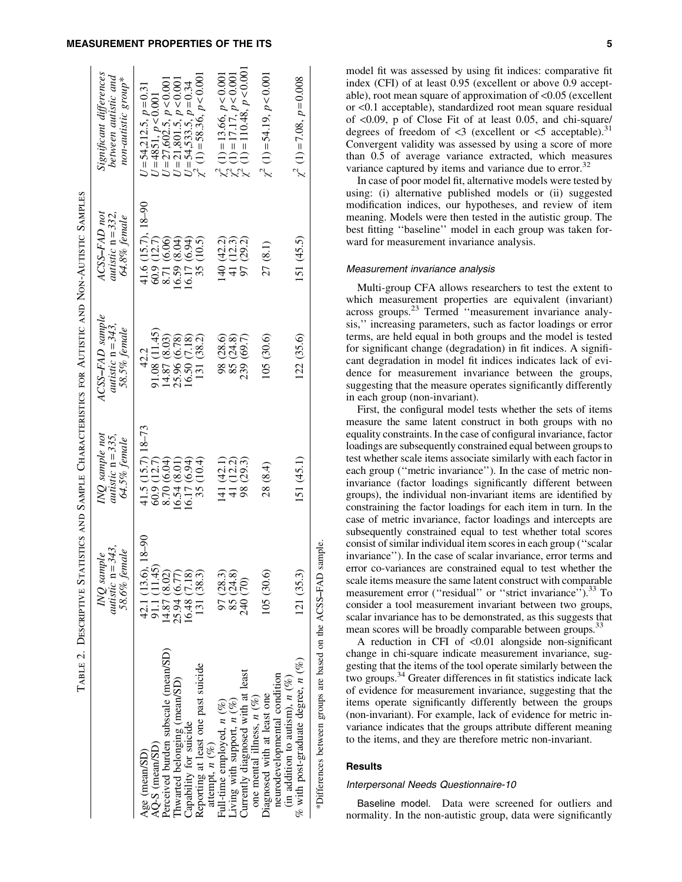Table 2. Descriptive Statistics and Sample Characteristics for Autistic and Non-Autistic Samples

| | *INQ sample autistic* n = 343, *58.6% female* | *INQ sample not autistic* n = 335, *64.5% female* | *ACSS–FAD sample autistic* n = 343, *58.5% female* | *ACSS–FAD not autistic* n = 332, *64.8% female* | *Significant differences between autistic and non-autistic group\** |
|---|---|---|---|---|---|
| Age (mean/SD) | 42.1 (13.6), 18–90 | 41.5 (15.7) 18–73 | 42.2 | 41.6 (15.7), 18–90 | $U = 54.212.5$, $p = 0.31$ |
| AQ-S (mean/SD) | 91.1 (11.45) | 60.9 (12.7) | 91.08 (11.45) | 60.9 (12.7) | $U = 4851$, $p < 0.001$ |
| Perceived burden subscale (mean/SD) | 14.87 (8.02) | 8.70 (6.04) | 14.87 (8.03) | 8.71 (6.06) | $U = 27.602.5$, $p < 0.001$ |
| Thwarted belonging (mean/SD) | 25.94 (6.77) | 16.54 (8.01) | 25.96 (6.78) | 16.59 (8.04) | $U = 21.801.5$, $p < 0.001$ |
| Capability for suicide | 16.48 (7.18) | 16.17 (6.94) | 16.50 (7.18) | 16.17 (6.94) | $U = 54.533.5$, $p = 0.34$ |
| Reporting at least one past suicide attempt, *n* (%) | 131 (38.3) | 35 (10.4) | 131 (38.2) | 35 (10.5) | $\chi^2$ (1) = 58.36, $p < 0.001$ |
| Full-time employed, *n* (%) | 97 (28.3) | 141 (42.1) | 98 (28.6) | 140 (42.2) | $\chi^2$ (1) = 13.66, $p < 0.001$ |
| Living with support, *n* (%) | 85 (24.8) | 41 (12.2) | 85 (24.8) | 41 (12.3) | $\chi^2$ (1) = 17.17, $p < 0.001$ |
| Currently diagnosed with at least one mental illness, *n* (%) | 240 (70) | 98 (29.3) | 239 (69.7) | 97 (29.2) | $\chi^2$ (1) = 110.48, $p < 0.001$ |
| Diagnosed with at least one neurodevelopmental condition (in addition to autism), *n* (%) | 105 (30.6) | 28 (8.4) | 105 (30.6) | 27 (8.1) | $\chi^2$ (1) = 54.19, $p < 0.001$ |
| % with post-graduate degree, *n* (%) | 121 (35.3) | 151 (45.1) | 122 (35.6) | 151 (45.5) | $\chi^2$ (1) = 7.08, $p = 0.008$ |

\*Differences between groups are based on the ACSS–FAD sample.

model fit was assessed by using fit indices: comparative fit index (CFI) of at least 0.95 (excellent or above 0.9 acceptable), root mean square of approximation of <0.05 (excellent or <0.1 acceptable), standardized root mean square residual of <0.09, p of Close Fit of at least 0.05, and chi-square/degrees of freedom of <3 (excellent or <5 acceptable).[31] Convergent validity was assessed by using a score of more than 0.5 of average variance extracted, which measures variance captured by items and variance due to error.[32]

In case of poor model fit, alternative models were tested by using: (i) alternative published models or (ii) suggested modification indices, our hypotheses, and review of item meaning. Models were then tested in the autistic group. The best fitting ''baseline'' model in each group was taken forward for measurement invariance analysis.

#### Measurement invariance analysis

Multi-group CFA allows researchers to test the extent to which measurement properties are equivalent (invariant) across groups.[23] Termed ''measurement invariance analysis,'' increasing parameters, such as factor loadings or error terms, are held equal in both groups and the model is tested for significant change (degradation) in fit indices. A significant degradation in model fit indices indicates lack of evidence for measurement invariance between the groups, suggesting that the measure operates significantly differently in each group (non-invariant).

First, the configural model tests whether the sets of items measure the same latent construct in both groups with no equality constraints. In the case of configural invariance, factor loadings are subsequently constrained equal between groups to test whether scale items associate similarly with each factor in each group (''metric invariance''). In the case of metric non-invariance (factor loadings significantly different between groups), the individual non-invariant items are identified by constraining the factor loadings for each item in turn. In the case of metric invariance, factor loadings and intercepts are subsequently constrained equal to test whether total scores consist of similar individual item scores in each group (''scalar invariance''). In the case of scalar invariance, error terms and error co-variances are constrained equal to test whether the scale items measure the same latent construct with comparable measurement error (''residual'' or ''strict invariance'').[33] To consider a tool measurement invariant between two groups, scalar invariance has to be demonstrated, as this suggests that mean scores will be broadly comparable between groups.[33]

A reduction in CFI of <0.01 alongside non-significant change in chi-square indicate measurement invariance, suggesting that the items of the tool operate similarly between the two groups.[34] Greater differences in fit statistics indicate lack of evidence for measurement invariance, suggesting that the items operate significantly differently between the groups (non-invariant). For example, lack of evidence for metric invariance indicates that the groups attribute different meaning to the items, and they are therefore metric non-invariant.

## Results

### Interpersonal Needs Questionnaire-10

**Baseline model.** Data were screened for outliers and normality. In the non-autistic group, data were significantly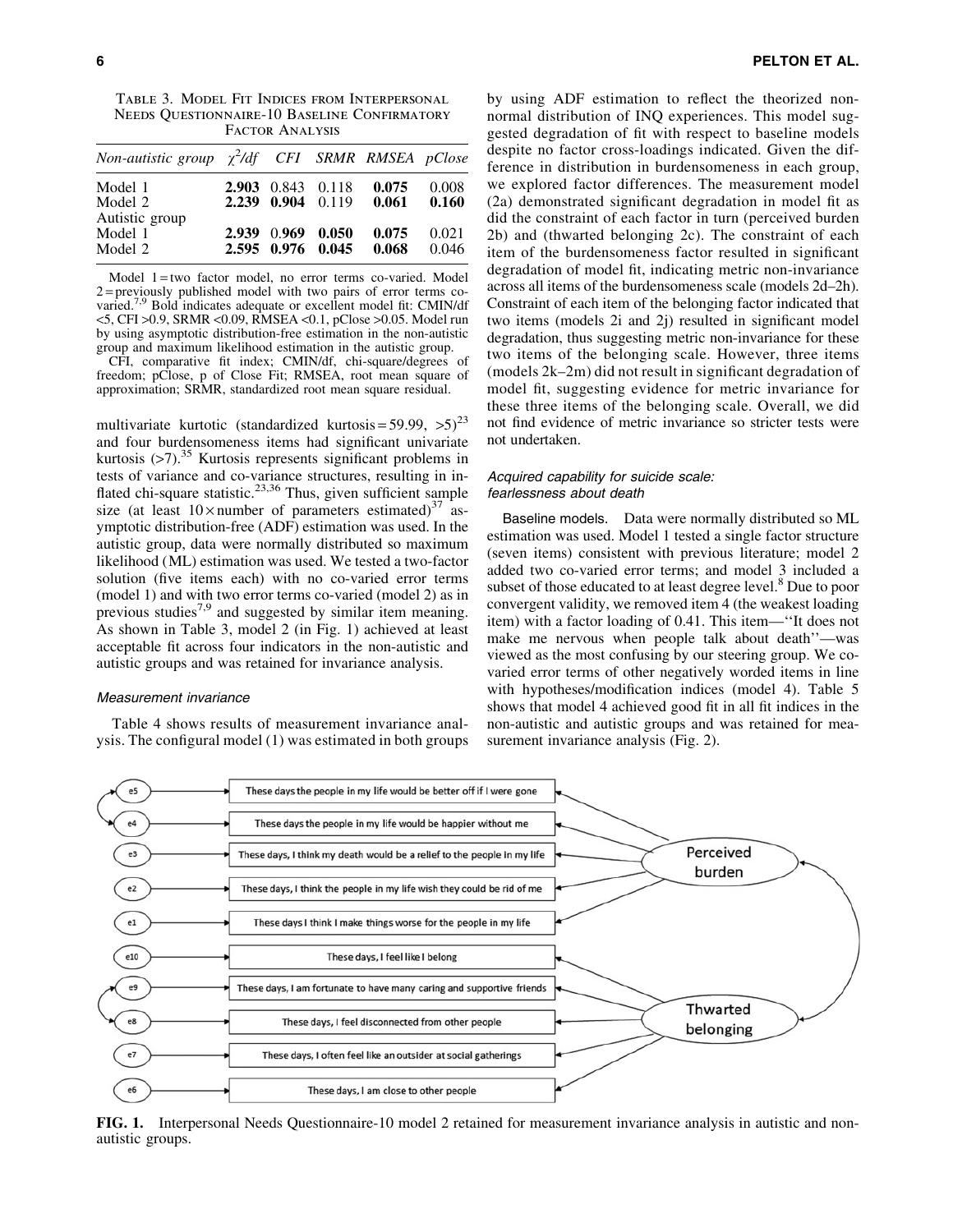Table 3. Model Fit Indices from Interpersonal Needs Questionnaire-10 Baseline Confirmatory Factor Analysis

| *Non-autistic group* | $\chi^2$*/df* | *CFI* | *SRMR* | *RMSEA* | *pClose* |
|---|---|---|---|---|---|
| Model 1 | **2.903** | 0.843 | 0.118 | **0.075** | 0.008 |
| Model 2 | **2.239** | **0.904** | 0.119 | **0.061** | **0.160** |
| Autistic group | | | | | |
| Model 1 | **2.939** | 0.969 | **0.050** | **0.075** | 0.021 |
| Model 2 | **2.595** | **0.976** | **0.045** | **0.068** | 0.046 |

Model 1 = two factor model, no error terms co-varied. Model 2 = previously published model with two pairs of error terms co-varied.[7,9] Bold indicates adequate or excellent model fit: CMIN/df <5, CFI >0.9, SRMR <0.09, RMSEA <0.1, pClose >0.05. Model run by using asymptotic distribution-free estimation in the non-autistic group and maximum likelihood estimation in the autistic group.

CFI, comparative fit index; CMIN/df, chi-square/degrees of freedom; pClose, p of Close Fit; RMSEA, root mean square of approximation; SRMR, standardized root mean square residual.

multivariate kurtotic (standardized kurtosis = 59.99, >5)[23] and four burdensomeness items had significant univariate kurtosis (>7).[35] Kurtosis represents significant problems in tests of variance and co-variance structures, resulting in inflated chi-square statistic.[23,36] Thus, given sufficient sample size (at least 10× number of parameters estimated)[37] asymptotic distribution-free (ADF) estimation was used. In the autistic group, data were normally distributed so maximum likelihood (ML) estimation was used. We tested a two-factor solution (five items each) with no co-varied error terms (model 1) and with two error terms co-varied (model 2) as in previous studies[7,9] and suggested by similar item meaning. As shown in Table 3, model 2 (in Fig. 1) achieved at least acceptable fit across four indicators in the non-autistic and autistic groups and was retained for invariance analysis.

#### *Measurement invariance*

Table 4 shows results of measurement invariance analysis. The configural model (1) was estimated in both groups by using ADF estimation to reflect the theorized non-normal distribution of INQ experiences. This model suggested degradation of fit with respect to baseline models despite no factor cross-loadings indicated. Given the difference in distribution in burdensomeness in each group, we explored factor differences. The measurement model (2a) demonstrated significant degradation in model fit as did the constraint of each factor in turn (perceived burden 2b) and (thwarted belonging 2c). The constraint of each item of the burdensomeness factor resulted in significant degradation of model fit, indicating metric non-invariance across all items of the burdensomeness scale (models 2d–2h). Constraint of each item of the belonging factor indicated that two items (models 2i and 2j) resulted in significant model degradation, thus suggesting metric non-invariance for these two items of the belonging scale. However, three items (models 2k–2m) did not result in significant degradation of model fit, suggesting evidence for metric invariance for these three items of the belonging scale. Overall, we did not find evidence of metric invariance so stricter tests were not undertaken.

### *Acquired capability for suicide scale: fearlessness about death*

**Baseline models.** Data were normally distributed so ML estimation was used. Model 1 tested a single factor structure (seven items) consistent with previous literature; model 2 added two co-varied error terms; and model 3 included a subset of those educated to at least degree level.[8] Due to poor convergent validity, we removed item 4 (the weakest loading item) with a factor loading of 0.41. This item—"It does not make me nervous when people talk about death"—was viewed as the most confusing by our steering group. We co-varied error terms of other negatively worded items in line with hypotheses/modification indices (model 4). Table 5 shows that model 4 achieved good fit in all fit indices in the non-autistic and autistic groups and was retained for measurement invariance analysis (Fig. 2).

**FIG. 1.** Interpersonal Needs Questionnaire-10 model 2 retained for measurement invariance analysis in autistic and non-autistic groups.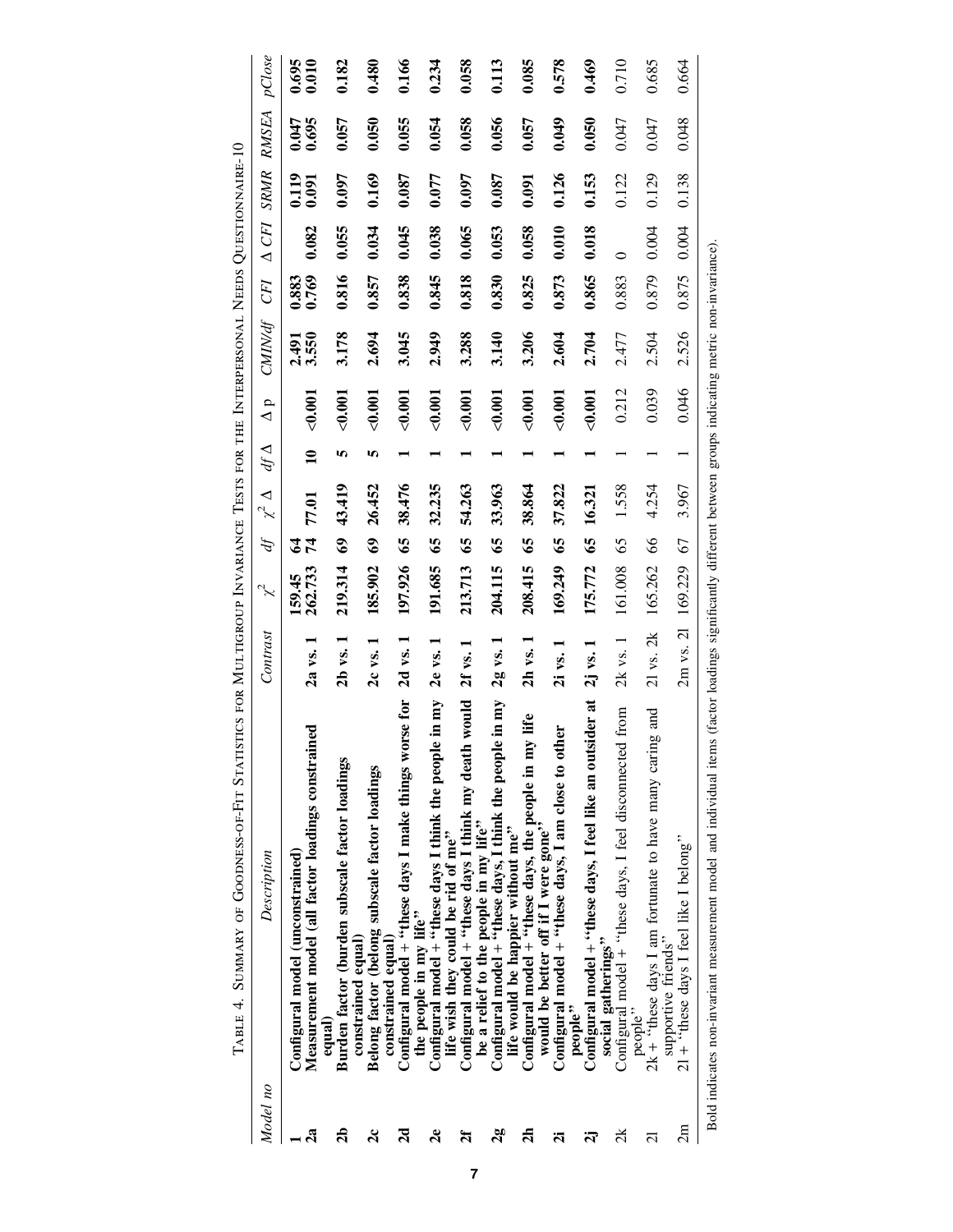Table 4. Summary of Goodness-of-Fit Statistics for Multigroup Invariance Tests for the Interpersonal Needs Questionnaire-10

| Model no | Description | Contrast | $\chi^2$ | df | $\chi^2$ Δ | df Δ | Δ p | CMIN/df | CFI | Δ CFI | SRMR | RMSEA | pClose |
|---|---|---|---|---|---|---|---|---|---|---|---|---|---|
| **1** | **Configural model (unconstrained)** | | **159.45** | **64** | | | | **2.491** | **0.883** | | **0.119** | **0.047** | **0.695** |
| **2a** | **Measurement model (all factor loadings constrained equal)** | **2a vs. 1** | **262.733** | **74** | **77.01** | **10** | **<0.001** | **3.550** | **0.769** | **0.082** | **0.091** | **0.695** | **0.010** |
| **2b** | **Burden factor (burden subscale factor loadings constrained equal)** | **2b vs. 1** | **219.314** | **69** | **43.419** | **5** | **<0.001** | **3.178** | **0.816** | **0.055** | **0.097** | **0.057** | **0.182** |
| **2c** | **Belong factor (belong subscale factor loadings constrained equal)** | **2c vs. 1** | **185.902** | **69** | **26.452** | **5** | **<0.001** | **2.694** | **0.857** | **0.034** | **0.169** | **0.050** | **0.480** |
| **2d** | **Configural model + "these days I make things worse for the people in my life"** | **2d vs. 1** | **197.926** | **65** | **38.476** | **1** | **<0.001** | **3.045** | **0.838** | **0.045** | **0.087** | **0.055** | **0.166** |
| **2e** | **Configural model + "these days I think the people in my life wish they could be rid of me"** | **2e vs. 1** | **191.685** | **65** | **32.235** | **1** | **<0.001** | **2.949** | **0.845** | **0.038** | **0.077** | **0.054** | **0.234** |
| **2f** | **Configural model + "these days I think my death would be a relief to the people in my life"** | **2f vs. 1** | **213.713** | **65** | **54.263** | **1** | **<0.001** | **3.288** | **0.818** | **0.065** | **0.097** | **0.058** | **0.058** |
| **2g** | **Configural model + "these days, I think the people in my life would be happier without me"** | **2g vs. 1** | **204.115** | **65** | **33.963** | **1** | **<0.001** | **3.140** | **0.830** | **0.053** | **0.087** | **0.056** | **0.113** |
| **2h** | **Configural model + "these days, the people in my life would be better off if I were gone"** | **2h vs. 1** | **208.415** | **65** | **38.864** | **1** | **<0.001** | **3.206** | **0.825** | **0.058** | **0.091** | **0.057** | **0.085** |
| **2i** | **Configural model + "these days, I am close to other people"** | **2i vs. 1** | **169.249** | **65** | **37.822** | **1** | **<0.001** | **2.604** | **0.873** | **0.010** | **0.126** | **0.049** | **0.578** |
| **2j** | **Configural model + "these days, I feel like an outsider at social gatherings"** | **2j vs. 1** | **175.772** | **65** | **16.321** | **1** | **<0.001** | **2.704** | **0.865** | **0.018** | **0.153** | **0.050** | **0.469** |
| 2k | Configural model + "these days, I feel disconnected from people" | 2k vs. 1 | 161.008 | 65 | 1.558 | 1 | 0.212 | 2.477 | 0.883 | 0 | 0.122 | 0.047 | 0.710 |
| 2l | 2k + "these days I am fortunate to have many caring and supportive friends" | 2l vs. 2k | 165.262 | 66 | 4.254 | 1 | 0.039 | 2.504 | 0.879 | 0.004 | 0.129 | 0.047 | 0.685 |
| 2m | 2l + "these days I feel like I belong" | 2m vs. 2l | 169.229 | 67 | 3.967 | 1 | 0.046 | 2.526 | 0.875 | 0.004 | 0.138 | 0.048 | 0.664 |

Bold indicates non-invariant measurement model and individual items (factor loadings significantly different between groups indicating metric non-invariance).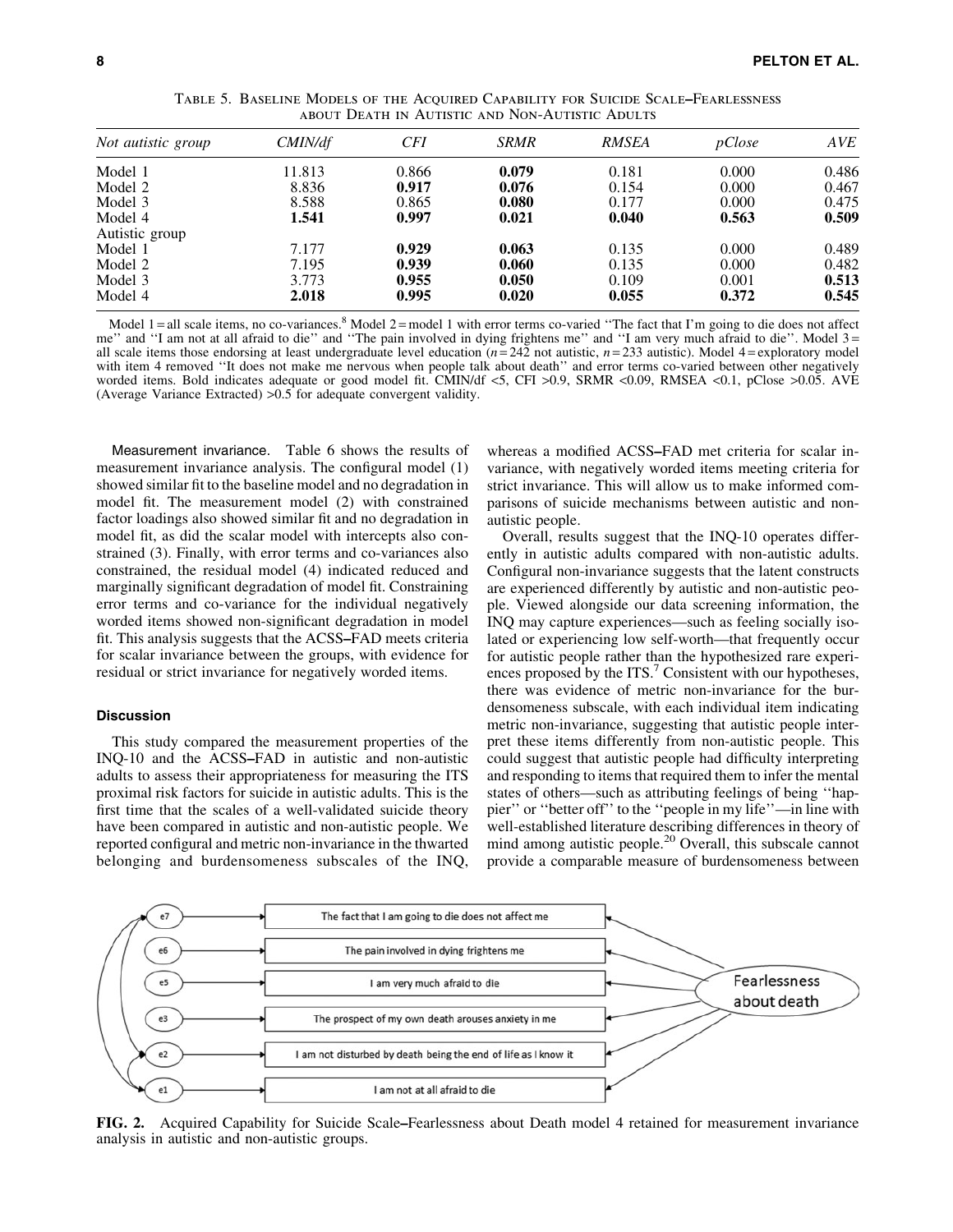Table 5. Baseline Models of the Acquired Capability for Suicide Scale–Fearlessness about Death in Autistic and Non-Autistic Adults

| *Not autistic group* | *CMIN/df* | *CFI* | *SRMR* | *RMSEA* | *pClose* | *AVE* |
|---|---|---|---|---|---|---|
| Model 1 | 11.813 | 0.866 | **0.079** | 0.181 | 0.000 | 0.486 |
| Model 2 | 8.836 | **0.917** | **0.076** | 0.154 | 0.000 | 0.467 |
| Model 3 | 8.588 | 0.865 | **0.080** | 0.177 | 0.000 | 0.475 |
| Model 4 | **1.541** | **0.997** | **0.021** | **0.040** | **0.563** | **0.509** |
| Autistic group | | | | | | |
| Model 1 | 7.177 | **0.929** | **0.063** | 0.135 | 0.000 | 0.489 |
| Model 2 | 7.195 | **0.939** | **0.060** | 0.135 | 0.000 | 0.482 |
| Model 3 | 3.773 | **0.955** | **0.050** | 0.109 | 0.001 | **0.513** |
| Model 4 | **2.018** | **0.995** | **0.020** | **0.055** | **0.372** | **0.545** |

Model 1 = all scale items, no co-variances.[8] Model 2 = model 1 with error terms co-varied ''The fact that I'm going to die does not affect me'' and ''I am not at all afraid to die'' and ''The pain involved in dying frightens me'' and ''I am very much afraid to die''. Model 3 = all scale items those endorsing at least undergraduate level education ($n = 242$ not autistic, $n = 233$ autistic). Model 4 = exploratory model with item 4 removed ''It does not make me nervous when people talk about death'' and error terms co-varied between other negatively worded items. Bold indicates adequate or good model fit. CMIN/df <5, CFI >0.9, SRMR <0.09, RMSEA <0.1, pClose >0.05. AVE (Average Variance Extracted) >0.5 for adequate convergent validity.

Measurement invariance. Table 6 shows the results of measurement invariance analysis. The configural model (1) showed similar fit to the baseline model and no degradation in model fit. The measurement model (2) with constrained factor loadings also showed similar fit and no degradation in model fit, as did the scalar model with intercepts also constrained (3). Finally, with error terms and co-variances also constrained, the residual model (4) indicated reduced and marginally significant degradation of model fit. Constraining error terms and co-variance for the individual negatively worded items showed non-significant degradation in model fit. This analysis suggests that the ACSS–FAD meets criteria for scalar invariance between the groups, with evidence for residual or strict invariance for negatively worded items.

### Discussion

This study compared the measurement properties of the INQ-10 and the ACSS–FAD in autistic and non-autistic adults to assess their appropriateness for measuring the ITS proximal risk factors for suicide in autistic adults. This is the first time that the scales of a well-validated suicide theory have been compared in autistic and non-autistic people. We reported configural and metric non-invariance in the thwarted belonging and burdensomeness subscales of the INQ, whereas a modified ACSS–FAD met criteria for scalar invariance, with negatively worded items meeting criteria for strict invariance. This will allow us to make informed comparisons of suicide mechanisms between autistic and non-autistic people.

Overall, results suggest that the INQ-10 operates differently in autistic adults compared with non-autistic adults. Configural non-invariance suggests that the latent constructs are experienced differently by autistic and non-autistic people. Viewed alongside our data screening information, the INQ may capture experiences—such as feeling socially isolated or experiencing low self-worth—that frequently occur for autistic people rather than the hypothesized rare experiences proposed by the ITS.[7] Consistent with our hypotheses, there was evidence of metric non-invariance for the burdensomeness subscale, with each individual item indicating metric non-invariance, suggesting that autistic people interpret these items differently from non-autistic people. This could suggest that autistic people had difficulty interpreting and responding to items that required them to infer the mental states of others—such as attributing feelings of being ''happier'' or ''better off'' to the ''people in my life''—in line with well-established literature describing differences in theory of mind among autistic people.[20] Overall, this subscale cannot provide a comparable measure of burdensomeness between

**FIG. 2.** Acquired Capability for Suicide Scale–Fearlessness about Death model 4 retained for measurement invariance analysis in autistic and non-autistic groups.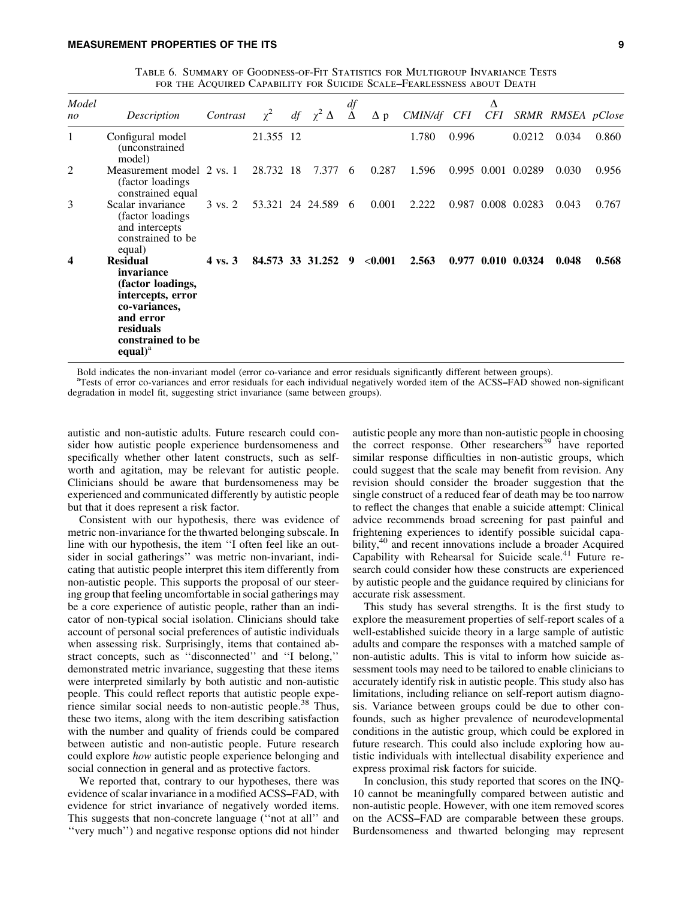Table 6. Summary of Goodness-of-Fit Statistics for Multigroup Invariance Tests for the Acquired Capability for Suicide Scale–Fearlessness about Death

| *Model no* | *Description* | *Contrast* | $\chi^2$ | *df* | $\chi^2\ \Delta$ | *df Δ* | *Δ p* | *CMIN/df* | *CFI* | *Δ CFI* | *SRMR* | *RMSEA* | *pClose* |
|---|---|---|---|---|---|---|---|---|---|---|---|---|---|
| 1 | Configural model (unconstrained model) | | 21.355 | 12 | | | | 1.780 | 0.996 | | 0.0212 | 0.034 | 0.860 |
| 2 | Measurement model (factor loadings constrained equal | 2 vs. 1 | 28.732 | 18 | 7.377 | 6 | 0.287 | 1.596 | 0.995 | 0.001 | 0.0289 | 0.030 | 0.956 |
| 3 | Scalar invariance (factor loadings and intercepts constrained to be equal) | 3 vs. 2 | 53.321 | 24 | 24.589 | 6 | 0.001 | 2.222 | 0.987 | 0.008 | 0.0283 | 0.043 | 0.767 |
| **4** | **Residual invariance (factor loadings, intercepts, error co-variances, and error residuals constrained to be equal)**[a] | **4 vs. 3** | **84.573** | **33** | **31.252** | **9** | **<0.001** | **2.563** | **0.977** | **0.010** | **0.0324** | **0.048** | **0.568** |

Bold indicates the non-invariant model (error co-variance and error residuals significantly different between groups).
[a]Tests of error co-variances and error residuals for each individual negatively worded item of the ACSS–FAD showed non-significant degradation in model fit, suggesting strict invariance (same between groups).

autistic and non-autistic adults. Future research could consider how autistic people experience burdensomeness and specifically whether other latent constructs, such as self-worth and agitation, may be relevant for autistic people. Clinicians should be aware that burdensomeness may be experienced and communicated differently by autistic people but that it does represent a risk factor.

Consistent with our hypothesis, there was evidence of metric non-invariance for the thwarted belonging subscale. In line with our hypothesis, the item ''I often feel like an outsider in social gatherings'' was metric non-invariant, indicating that autistic people interpret this item differently from non-autistic people. This supports the proposal of our steering group that feeling uncomfortable in social gatherings may be a core experience of autistic people, rather than an indicator of non-typical social isolation. Clinicians should take account of personal social preferences of autistic individuals when assessing risk. Surprisingly, items that contained abstract concepts, such as ''disconnected'' and ''I belong,'' demonstrated metric invariance, suggesting that these items were interpreted similarly by both autistic and non-autistic people. This could reflect reports that autistic people experience similar social needs to non-autistic people.[38] Thus, these two items, along with the item describing satisfaction with the number and quality of friends could be compared between autistic and non-autistic people. Future research could explore *how* autistic people experience belonging and social connection in general and as protective factors.

We reported that, contrary to our hypotheses, there was evidence of scalar invariance in a modified ACSS–FAD, with evidence for strict invariance of negatively worded items. This suggests that non-concrete language (''not at all'' and ''very much'') and negative response options did not hinder autistic people any more than non-autistic people in choosing the correct response. Other researchers[39] have reported similar response difficulties in non-autistic groups, which could suggest that the scale may benefit from revision. Any revision should consider the broader suggestion that the single construct of a reduced fear of death may be too narrow to reflect the changes that enable a suicide attempt: Clinical advice recommends broad screening for past painful and frightening experiences to identify possible suicidal capability,[40] and recent innovations include a broader Acquired Capability with Rehearsal for Suicide scale.[41] Future research could consider how these constructs are experienced by autistic people and the guidance required by clinicians for accurate risk assessment.

This study has several strengths. It is the first study to explore the measurement properties of self-report scales of a well-established suicide theory in a large sample of autistic adults and compare the responses with a matched sample of non-autistic adults. This is vital to inform how suicide assessment tools may need to be tailored to enable clinicians to accurately identify risk in autistic people. This study also has limitations, including reliance on self-report autism diagnosis. Variance between groups could be due to other confounds, such as higher prevalence of neurodevelopmental conditions in the autistic group, which could be explored in future research. This could also include exploring how autistic individuals with intellectual disability experience and express proximal risk factors for suicide.

In conclusion, this study reported that scores on the INQ-10 cannot be meaningfully compared between autistic and non-autistic people. However, with one item removed scores on the ACSS–FAD are comparable between these groups. Burdensomeness and thwarted belonging may represent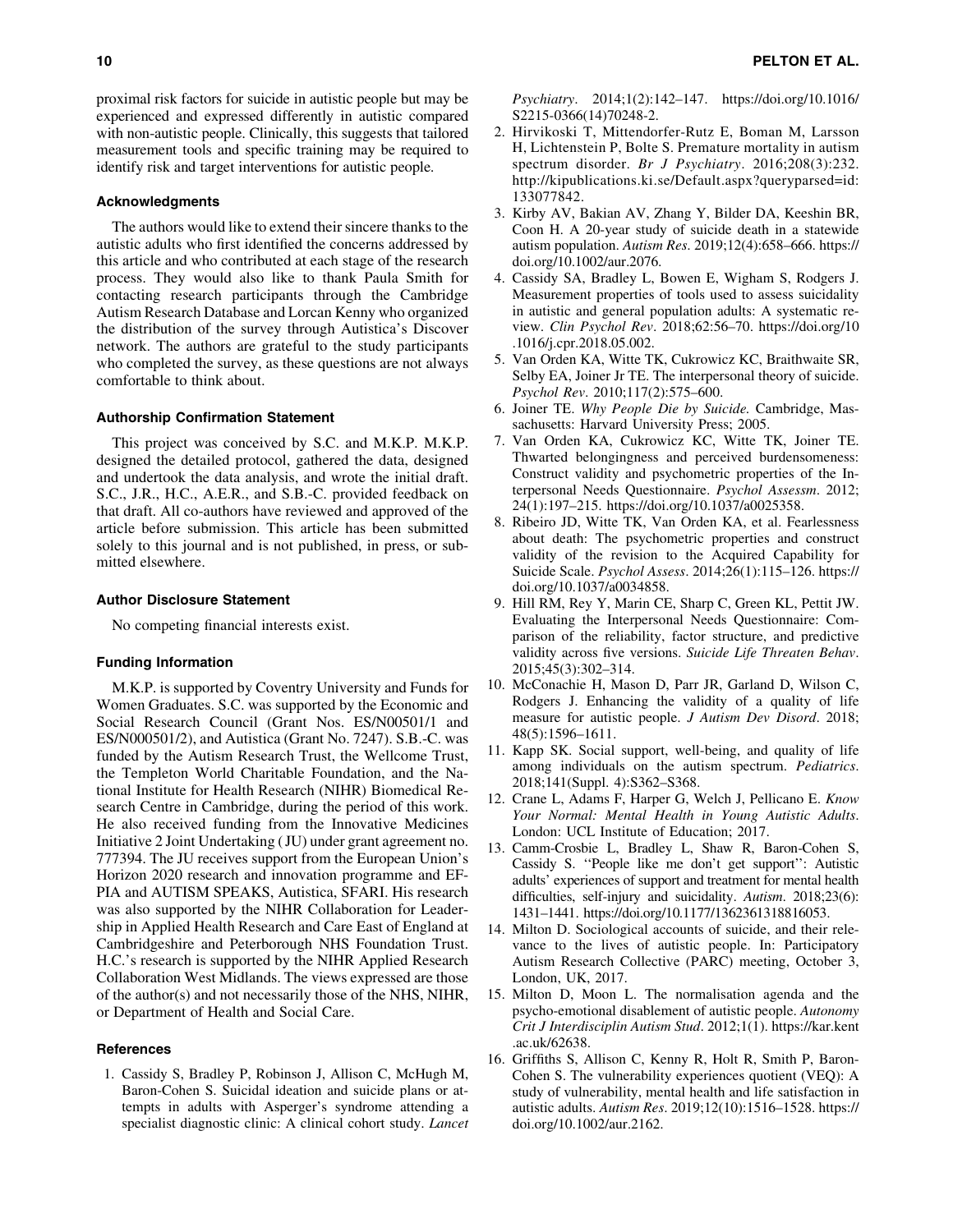proximal risk factors for suicide in autistic people but may be experienced and expressed differently in autistic compared with non-autistic people. Clinically, this suggests that tailored measurement tools and specific training may be required to identify risk and target interventions for autistic people.

### Acknowledgments

The authors would like to extend their sincere thanks to the autistic adults who first identified the concerns addressed by this article and who contributed at each stage of the research process. They would also like to thank Paula Smith for contacting research participants through the Cambridge Autism Research Database and Lorcan Kenny who organized the distribution of the survey through Autistica's Discover network. The authors are grateful to the study participants who completed the survey, as these questions are not always comfortable to think about.

### Authorship Confirmation Statement

This project was conceived by S.C. and M.K.P. M.K.P. designed the detailed protocol, gathered the data, designed and undertook the data analysis, and wrote the initial draft. S.C., J.R., H.C., A.E.R., and S.B.-C. provided feedback on that draft. All co-authors have reviewed and approved of the article before submission. This article has been submitted solely to this journal and is not published, in press, or submitted elsewhere.

### Author Disclosure Statement

No competing financial interests exist.

### Funding Information

M.K.P. is supported by Coventry University and Funds for Women Graduates. S.C. was supported by the Economic and Social Research Council (Grant Nos. ES/N00501/1 and ES/N000501/2), and Autistica (Grant No. 7247). S.B.-C. was funded by the Autism Research Trust, the Wellcome Trust, the Templeton World Charitable Foundation, and the National Institute for Health Research (NIHR) Biomedical Research Centre in Cambridge, during the period of this work. He also received funding from the Innovative Medicines Initiative 2 Joint Undertaking (JU) under grant agreement no. 777394. The JU receives support from the European Union's Horizon 2020 research and innovation programme and EFPIA and AUTISM SPEAKS, Autistica, SFARI. His research was also supported by the NIHR Collaboration for Leadership in Applied Health Research and Care East of England at Cambridgeshire and Peterborough NHS Foundation Trust. H.C.'s research is supported by the NIHR Applied Research Collaboration West Midlands. The views expressed are those of the author(s) and not necessarily those of the NHS, NIHR, or Department of Health and Social Care.

### References

1. Cassidy S, Bradley P, Robinson J, Allison C, McHugh M, Baron-Cohen S. Suicidal ideation and suicide plans or attempts in adults with Asperger's syndrome attending a specialist diagnostic clinic: A clinical cohort study. *Lancet Psychiatry*. 2014;1(2):142–147. https://doi.org/10.1016/S2215-0366(14)70248-2.
2. Hirvikoski T, Mittendorfer-Rutz E, Boman M, Larsson H, Lichtenstein P, Bolte S. Premature mortality in autism spectrum disorder. *Br J Psychiatry*. 2016;208(3):232. http://kipublications.ki.se/Default.aspx?queryparsed=id:133077842.
3. Kirby AV, Bakian AV, Zhang Y, Bilder DA, Keeshin BR, Coon H. A 20-year study of suicide death in a statewide autism population. *Autism Res*. 2019;12(4):658–666. https://doi.org/10.1002/aur.2076.
4. Cassidy SA, Bradley L, Bowen E, Wigham S, Rodgers J. Measurement properties of tools used to assess suicidality in autistic and general population adults: A systematic review. *Clin Psychol Rev*. 2018;62:56–70. https://doi.org/10.1016/j.cpr.2018.05.002.
5. Van Orden KA, Witte TK, Cukrowicz KC, Braithwaite SR, Selby EA, Joiner Jr TE. The interpersonal theory of suicide. *Psychol Rev*. 2010;117(2):575–600.
6. Joiner TE. *Why People Die by Suicide.* Cambridge, Massachusetts: Harvard University Press; 2005.
7. Van Orden KA, Cukrowicz KC, Witte TK, Joiner TE. Thwarted belongingness and perceived burdensomeness: Construct validity and psychometric properties of the Interpersonal Needs Questionnaire. *Psychol Assessm*. 2012; 24(1):197–215. https://doi.org/10.1037/a0025358.
8. Ribeiro JD, Witte TK, Van Orden KA, et al. Fearlessness about death: The psychometric properties and construct validity of the revision to the Acquired Capability for Suicide Scale. *Psychol Assess*. 2014;26(1):115–126. https://doi.org/10.1037/a0034858.
9. Hill RM, Rey Y, Marin CE, Sharp C, Green KL, Pettit JW. Evaluating the Interpersonal Needs Questionnaire: Comparison of the reliability, factor structure, and predictive validity across five versions. *Suicide Life Threaten Behav*. 2015;45(3):302–314.
10. McConachie H, Mason D, Parr JR, Garland D, Wilson C, Rodgers J. Enhancing the validity of a quality of life measure for autistic people. *J Autism Dev Disord*. 2018; 48(5):1596–1611.
11. Kapp SK. Social support, well-being, and quality of life among individuals on the autism spectrum. *Pediatrics*. 2018;141(Suppl. 4):S362–S368.
12. Crane L, Adams F, Harper G, Welch J, Pellicano E. *Know Your Normal: Mental Health in Young Autistic Adults*. London: UCL Institute of Education; 2017.
13. Camm-Crosbie L, Bradley L, Shaw R, Baron-Cohen S, Cassidy S. ''People like me don't get support'': Autistic adults' experiences of support and treatment for mental health difficulties, self-injury and suicidality. *Autism*. 2018;23(6): 1431–1441. https://doi.org/10.1177/1362361318816053.
14. Milton D. Sociological accounts of suicide, and their relevance to the lives of autistic people. In: Participatory Autism Research Collective (PARC) meeting, October 3, London, UK, 2017.
15. Milton D, Moon L. The normalisation agenda and the psycho-emotional disablement of autistic people. *Autonomy Crit J Interdisciplin Autism Stud*. 2012;1(1). https://kar.kent.ac.uk/62638.
16. Griffiths S, Allison C, Kenny R, Holt R, Smith P, Baron-Cohen S. The vulnerability experiences quotient (VEQ): A study of vulnerability, mental health and life satisfaction in autistic adults. *Autism Res*. 2019;12(10):1516–1528. https://doi.org/10.1002/aur.2162.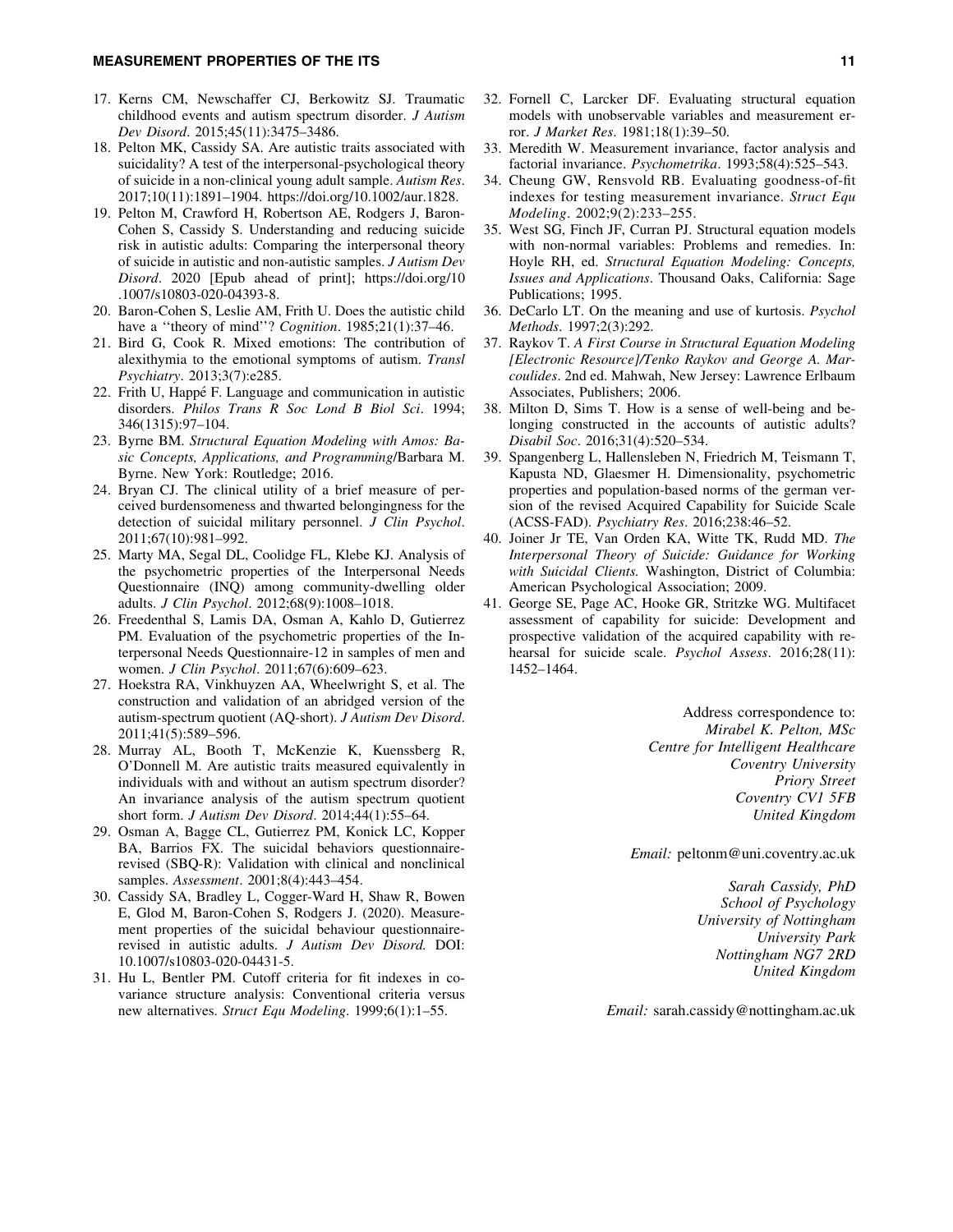17. Kerns CM, Newschaffer CJ, Berkowitz SJ. Traumatic childhood events and autism spectrum disorder. *J Autism Dev Disord*. 2015;45(11):3475–3486.
18. Pelton MK, Cassidy SA. Are autistic traits associated with suicidality? A test of the interpersonal-psychological theory of suicide in a non-clinical young adult sample. *Autism Res*. 2017;10(11):1891–1904. https://doi.org/10.1002/aur.1828.
19. Pelton M, Crawford H, Robertson AE, Rodgers J, Baron-Cohen S, Cassidy S. Understanding and reducing suicide risk in autistic adults: Comparing the interpersonal theory of suicide in autistic and non-autistic samples. *J Autism Dev Disord*. 2020 [Epub ahead of print]; https://doi.org/10.1007/s10803-020-04393-8.
20. Baron-Cohen S, Leslie AM, Frith U. Does the autistic child have a ''theory of mind''? *Cognition*. 1985;21(1):37–46.
21. Bird G, Cook R. Mixed emotions: The contribution of alexithymia to the emotional symptoms of autism. *Transl Psychiatry*. 2013;3(7):e285.
22. Frith U, Happé F. Language and communication in autistic disorders. *Philos Trans R Soc Lond B Biol Sci*. 1994; 346(1315):97–104.
23. Byrne BM. *Structural Equation Modeling with Amos: Basic Concepts, Applications, and Programming*/Barbara M. Byrne. New York: Routledge; 2016.
24. Bryan CJ. The clinical utility of a brief measure of perceived burdensomeness and thwarted belongingness for the detection of suicidal military personnel. *J Clin Psychol*. 2011;67(10):981–992.
25. Marty MA, Segal DL, Coolidge FL, Klebe KJ. Analysis of the psychometric properties of the Interpersonal Needs Questionnaire (INQ) among community-dwelling older adults. *J Clin Psychol*. 2012;68(9):1008–1018.
26. Freedenthal S, Lamis DA, Osman A, Kahlo D, Gutierrez PM. Evaluation of the psychometric properties of the Interpersonal Needs Questionnaire-12 in samples of men and women. *J Clin Psychol*. 2011;67(6):609–623.
27. Hoekstra RA, Vinkhuyzen AA, Wheelwright S, et al. The construction and validation of an abridged version of the autism-spectrum quotient (AQ-short). *J Autism Dev Disord*. 2011;41(5):589–596.
28. Murray AL, Booth T, McKenzie K, Kuenssberg R, O'Donnell M. Are autistic traits measured equivalently in individuals with and without an autism spectrum disorder? An invariance analysis of the autism spectrum quotient short form. *J Autism Dev Disord*. 2014;44(1):55–64.
29. Osman A, Bagge CL, Gutierrez PM, Konick LC, Kopper BA, Barrios FX. The suicidal behaviors questionnaire-revised (SBQ-R): Validation with clinical and nonclinical samples. *Assessment*. 2001;8(4):443–454.
30. Cassidy SA, Bradley L, Cogger-Ward H, Shaw R, Bowen E, Glod M, Baron-Cohen S, Rodgers J. (2020). Measurement properties of the suicidal behaviour questionnaire-revised in autistic adults. *J Autism Dev Disord.* DOI: 10.1007/s10803-020-04431-5.
31. Hu L, Bentler PM. Cutoff criteria for fit indexes in covariance structure analysis: Conventional criteria versus new alternatives. *Struct Equ Modeling*. 1999;6(1):1–55.
32. Fornell C, Larcker DF. Evaluating structural equation models with unobservable variables and measurement error. *J Market Res*. 1981;18(1):39–50.
33. Meredith W. Measurement invariance, factor analysis and factorial invariance. *Psychometrika*. 1993;58(4):525–543.
34. Cheung GW, Rensvold RB. Evaluating goodness-of-fit indexes for testing measurement invariance. *Struct Equ Modeling*. 2002;9(2):233–255.
35. West SG, Finch JF, Curran PJ. Structural equation models with non-normal variables: Problems and remedies. In: Hoyle RH, ed. *Structural Equation Modeling: Concepts, Issues and Applications*. Thousand Oaks, California: Sage Publications; 1995.
36. DeCarlo LT. On the meaning and use of kurtosis. *Psychol Methods*. 1997;2(3):292.
37. Raykov T. *A First Course in Structural Equation Modeling [Electronic Resource]/Tenko Raykov and George A. Marcoulides*. 2nd ed. Mahwah, New Jersey: Lawrence Erlbaum Associates, Publishers; 2006.
38. Milton D, Sims T. How is a sense of well-being and belonging constructed in the accounts of autistic adults? *Disabil Soc*. 2016;31(4):520–534.
39. Spangenberg L, Hallensleben N, Friedrich M, Teismann T, Kapusta ND, Glaesmer H. Dimensionality, psychometric properties and population-based norms of the german version of the revised Acquired Capability for Suicide Scale (ACSS-FAD). *Psychiatry Res*. 2016;238:46–52.
40. Joiner Jr TE, Van Orden KA, Witte TK, Rudd MD. *The Interpersonal Theory of Suicide: Guidance for Working with Suicidal Clients.* Washington, District of Columbia: American Psychological Association; 2009.
41. George SE, Page AC, Hooke GR, Stritzke WG. Multifacet assessment of capability for suicide: Development and prospective validation of the acquired capability with rehearsal for suicide scale. *Psychol Assess*. 2016;28(11): 1452–1464.

Address correspondence to:
*Mirabel K. Pelton, MSc*
*Centre for Intelligent Healthcare*
*Coventry University*
*Priory Street*
*Coventry CV1 5FB*
*United Kingdom*

*Email:* peltonm@uni.coventry.ac.uk

*Sarah Cassidy, PhD*
*School of Psychology*
*University of Nottingham*
*University Park*
*Nottingham NG7 2RD*
*United Kingdom*

*Email:* sarah.cassidy@nottingham.ac.uk